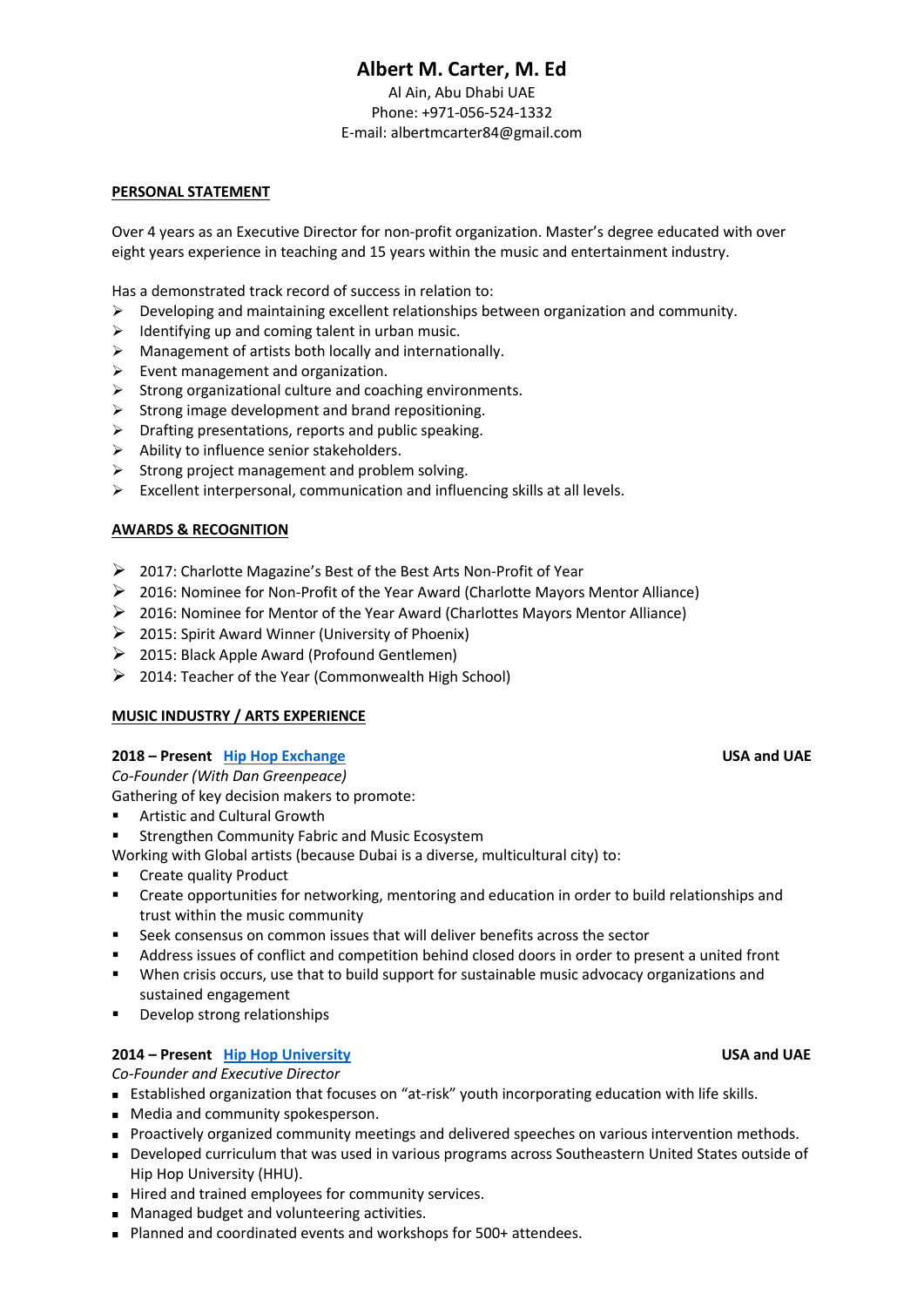# Albert M. Carter, M. Ed

Al Ain, Abu Dhabi UAE
Phone: +971-056-524-1332
E-mail: albertmcarter84@gmail.com

## PERSONAL STATEMENT

Over 4 years as an Executive Director for non-profit organization. Master's degree educated with over eight years experience in teaching and 15 years within the music and entertainment industry.

Has a demonstrated track record of success in relation to:

- Developing and maintaining excellent relationships between organization and community.
- Identifying up and coming talent in urban music.
- Management of artists both locally and internationally.
- Event management and organization.
- Strong organizational culture and coaching environments.
- Strong image development and brand repositioning.
- Drafting presentations, reports and public speaking.
- Ability to influence senior stakeholders.
- Strong project management and problem solving.
- Excellent interpersonal, communication and influencing skills at all levels.

## AWARDS & RECOGNITION

- 2017: Charlotte Magazine's Best of the Best Arts Non-Profit of Year
- 2016: Nominee for Non-Profit of the Year Award (Charlotte Mayors Mentor Alliance)
- 2016: Nominee for Mentor of the Year Award (Charlottes Mayors Mentor Alliance)
- 2015: Spirit Award Winner (University of Phoenix)
- 2015: Black Apple Award (Profound Gentlemen)
- 2014: Teacher of the Year (Commonwealth High School)

## MUSIC INDUSTRY / ARTS EXPERIENCE

**2018 – Present** **Hip Hop Exchange** **USA and UAE**

*Co-Founder (With Dan Greenpeace)*

Gathering of key decision makers to promote:

- Artistic and Cultural Growth
- Strengthen Community Fabric and Music Ecosystem

Working with Global artists (because Dubai is a diverse, multicultural city) to:

- Create quality Product
- Create opportunities for networking, mentoring and education in order to build relationships and trust within the music community
- Seek consensus on common issues that will deliver benefits across the sector
- Address issues of conflict and competition behind closed doors in order to present a united front
- When crisis occurs, use that to build support for sustainable music advocacy organizations and sustained engagement
- Develop strong relationships

**2014 – Present** **Hip Hop University** **USA and UAE**

*Co-Founder and Executive Director*

- Established organization that focuses on "at-risk" youth incorporating education with life skills.
- Media and community spokesperson.
- Proactively organized community meetings and delivered speeches on various intervention methods.
- Developed curriculum that was used in various programs across Southeastern United States outside of Hip Hop University (HHU).
- Hired and trained employees for community services.
- Managed budget and volunteering activities.
- Planned and coordinated events and workshops for 500+ attendees.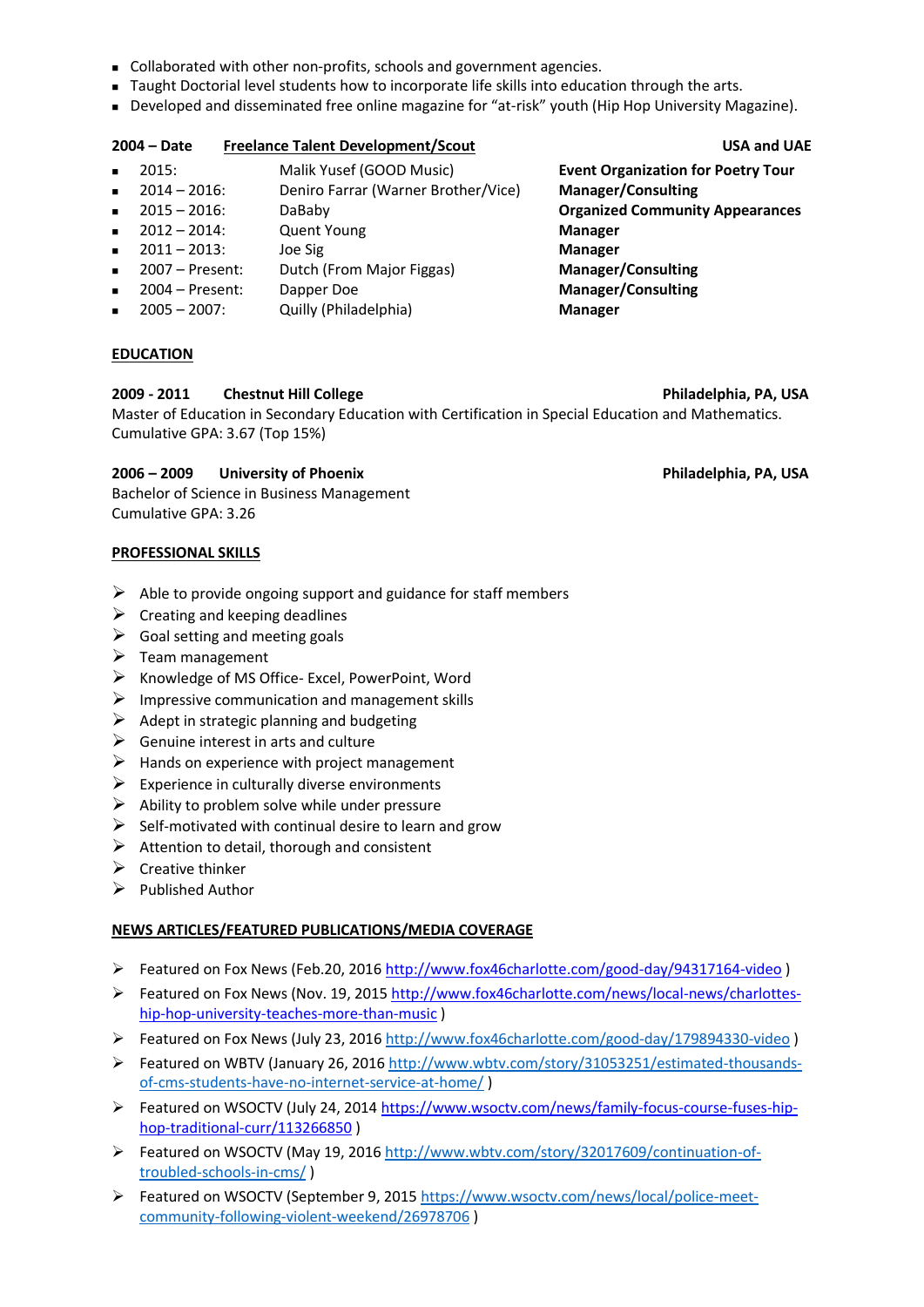- Collaborated with other non-profits, schools and government agencies.
- Taught Doctorial level students how to incorporate life skills into education through the arts.
- Developed and disseminated free online magazine for "at-risk" youth (Hip Hop University Magazine).

**2004 – Date** **Freelance Talent Development/Scout** **USA and UAE**

- 2015: Malik Yusef (GOOD Music) **Event Organization for Poetry Tour**
- 2014 – 2016: Deniro Farrar (Warner Brother/Vice) **Manager/Consulting**
- 2015 – 2016: DaBaby **Organized Community Appearances**
- 2012 – 2014: Quent Young **Manager**
- 2011 – 2013: Joe Sig **Manager**
- 2007 – Present: Dutch (From Major Figgas) **Manager/Consulting**
- 2004 – Present: Dapper Doe **Manager/Consulting**
- 2005 – 2007: Quilly (Philadelphia) **Manager**

## EDUCATION

**2009 - 2011** **Chestnut Hill College** **Philadelphia, PA, USA**
Master of Education in Secondary Education with Certification in Special Education and Mathematics.
Cumulative GPA: 3.67 (Top 15%)

**2006 – 2009** **University of Phoenix** **Philadelphia, PA, USA**
Bachelor of Science in Business Management
Cumulative GPA: 3.26

## PROFESSIONAL SKILLS

- Able to provide ongoing support and guidance for staff members
- Creating and keeping deadlines
- Goal setting and meeting goals
- Team management
- Knowledge of MS Office- Excel, PowerPoint, Word
- Impressive communication and management skills
- Adept in strategic planning and budgeting
- Genuine interest in arts and culture
- Hands on experience with project management
- Experience in culturally diverse environments
- Ability to problem solve while under pressure
- Self-motivated with continual desire to learn and grow
- Attention to detail, thorough and consistent
- Creative thinker
- Published Author

## NEWS ARTICLES/FEATURED PUBLICATIONS/MEDIA COVERAGE

- Featured on Fox News (Feb.20, 2016 http://www.fox46charlotte.com/good-day/94317164-video )
- Featured on Fox News (Nov. 19, 2015 http://www.fox46charlotte.com/news/local-news/charlottes-hip-hop-university-teaches-more-than-music )
- Featured on Fox News (July 23, 2016 http://www.fox46charlotte.com/good-day/179894330-video )
- Featured on WBTV (January 26, 2016 http://www.wbtv.com/story/31053251/estimated-thousands-of-cms-students-have-no-internet-service-at-home/ )
- Featured on WSOCTV (July 24, 2014 https://www.wsoctv.com/news/family-focus-course-fuses-hip-hop-traditional-curr/113266850 )
- Featured on WSOCTV (May 19, 2016 http://www.wbtv.com/story/32017609/continuation-of-troubled-schools-in-cms/ )
- Featured on WSOCTV (September 9, 2015 https://www.wsoctv.com/news/local/police-meet-community-following-violent-weekend/26978706 )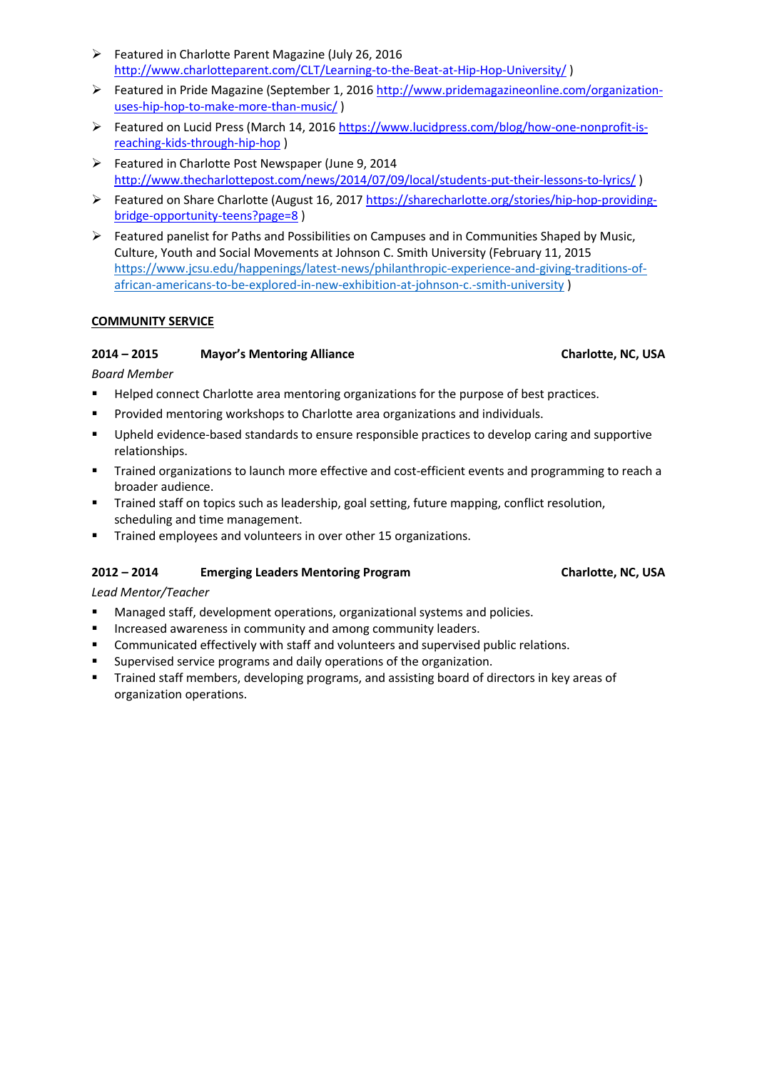- Featured in Charlotte Parent Magazine (July 26, 2016 http://www.charlotteparent.com/CLT/Learning-to-the-Beat-at-Hip-Hop-University/ )
- Featured in Pride Magazine (September 1, 2016 http://www.pridemagazineonline.com/organization-uses-hip-hop-to-make-more-than-music/ )
- Featured on Lucid Press (March 14, 2016 https://www.lucidpress.com/blog/how-one-nonprofit-is-reaching-kids-through-hip-hop )
- Featured in Charlotte Post Newspaper (June 9, 2014 http://www.thecharlottepost.com/news/2014/07/09/local/students-put-their-lessons-to-lyrics/ )
- Featured on Share Charlotte (August 16, 2017 https://sharecharlotte.org/stories/hip-hop-providing-bridge-opportunity-teens?page=8 )
- Featured panelist for Paths and Possibilities on Campuses and in Communities Shaped by Music, Culture, Youth and Social Movements at Johnson C. Smith University (February 11, 2015 https://www.jcsu.edu/happenings/latest-news/philanthropic-experience-and-giving-traditions-of-african-americans-to-be-explored-in-new-exhibition-at-johnson-c.-smith-university )

## COMMUNITY SERVICE

**2014 – 2015 Mayor's Mentoring Alliance — Charlotte, NC, USA**

*Board Member*

- Helped connect Charlotte area mentoring organizations for the purpose of best practices.
- Provided mentoring workshops to Charlotte area organizations and individuals.
- Upheld evidence-based standards to ensure responsible practices to develop caring and supportive relationships.
- Trained organizations to launch more effective and cost-efficient events and programming to reach a broader audience.
- Trained staff on topics such as leadership, goal setting, future mapping, conflict resolution, scheduling and time management.
- Trained employees and volunteers in over other 15 organizations.

**2012 – 2014 Emerging Leaders Mentoring Program — Charlotte, NC, USA**

*Lead Mentor/Teacher*

- Managed staff, development operations, organizational systems and policies.
- Increased awareness in community and among community leaders.
- Communicated effectively with staff and volunteers and supervised public relations.
- Supervised service programs and daily operations of the organization.
- Trained staff members, developing programs, and assisting board of directors in key areas of organization operations.